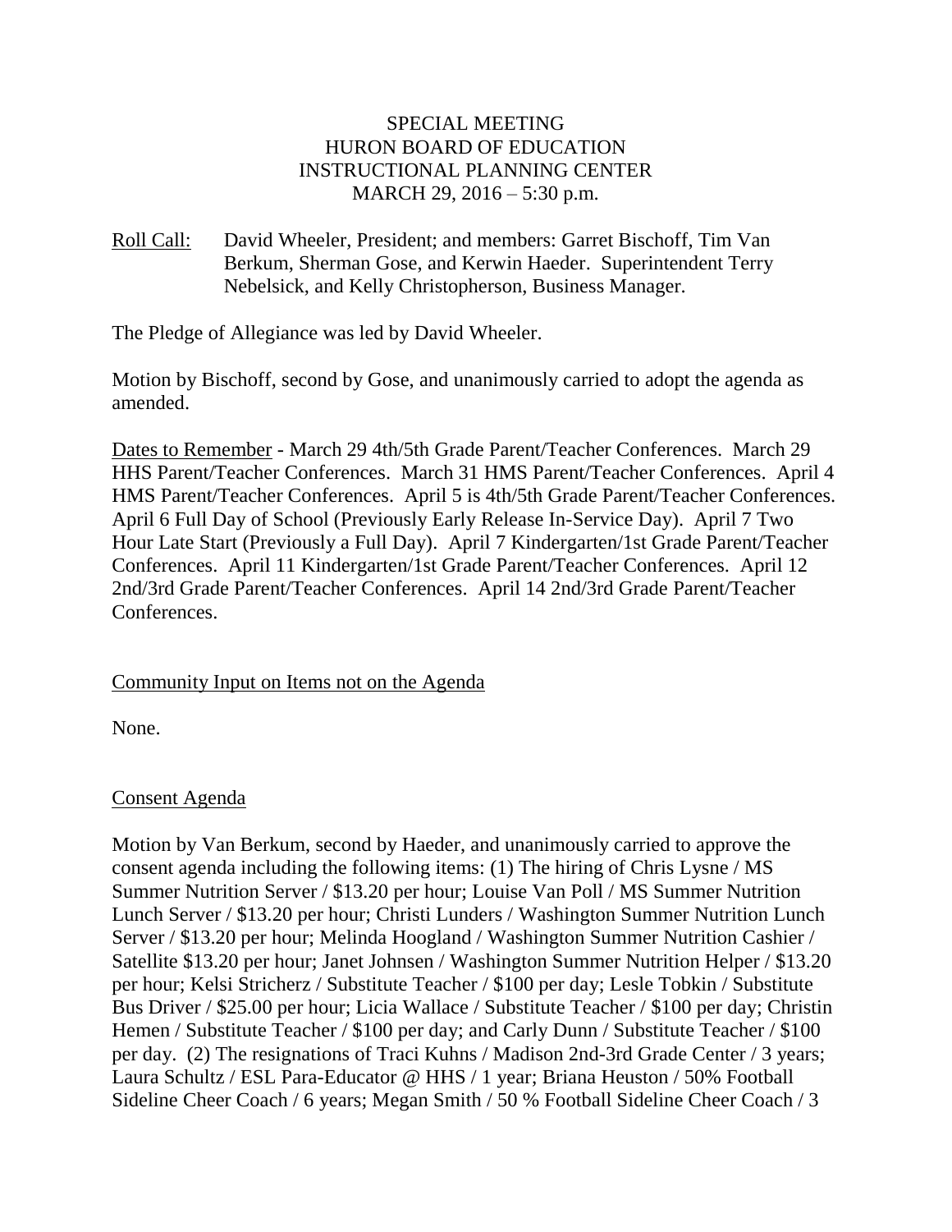SPECIAL MEETING
HURON BOARD OF EDUCATION
INSTRUCTIONAL PLANNING CENTER
MARCH 29, 2016 – 5:30 p.m.

Roll Call: David Wheeler, President; and members: Garret Bischoff, Tim Van Berkum, Sherman Gose, and Kerwin Haeder. Superintendent Terry Nebelsick, and Kelly Christopherson, Business Manager.

The Pledge of Allegiance was led by David Wheeler.

Motion by Bischoff, second by Gose, and unanimously carried to adopt the agenda as amended.

Dates to Remember - March 29 4th/5th Grade Parent/Teacher Conferences. March 29 HHS Parent/Teacher Conferences. March 31 HMS Parent/Teacher Conferences. April 4 HMS Parent/Teacher Conferences. April 5 is 4th/5th Grade Parent/Teacher Conferences. April 6 Full Day of School (Previously Early Release In-Service Day). April 7 Two Hour Late Start (Previously a Full Day). April 7 Kindergarten/1st Grade Parent/Teacher Conferences. April 11 Kindergarten/1st Grade Parent/Teacher Conferences. April 12 2nd/3rd Grade Parent/Teacher Conferences. April 14 2nd/3rd Grade Parent/Teacher Conferences.

Community Input on Items not on the Agenda

None.

Consent Agenda

Motion by Van Berkum, second by Haeder, and unanimously carried to approve the consent agenda including the following items: (1) The hiring of Chris Lysne / MS Summer Nutrition Server / $13.20 per hour; Louise Van Poll / MS Summer Nutrition Lunch Server / $13.20 per hour; Christi Lunders / Washington Summer Nutrition Lunch Server / $13.20 per hour; Melinda Hoogland / Washington Summer Nutrition Cashier / Satellite $13.20 per hour; Janet Johnsen / Washington Summer Nutrition Helper / $13.20 per hour; Kelsi Stricherz / Substitute Teacher / $100 per day; Lesle Tobkin / Substitute Bus Driver / $25.00 per hour; Licia Wallace / Substitute Teacher / $100 per day; Christin Hemen / Substitute Teacher / $100 per day; and Carly Dunn / Substitute Teacher / $100 per day. (2) The resignations of Traci Kuhns / Madison 2nd-3rd Grade Center / 3 years; Laura Schultz / ESL Para-Educator @ HHS / 1 year; Briana Heuston / 50% Football Sideline Cheer Coach / 6 years; Megan Smith / 50 % Football Sideline Cheer Coach / 3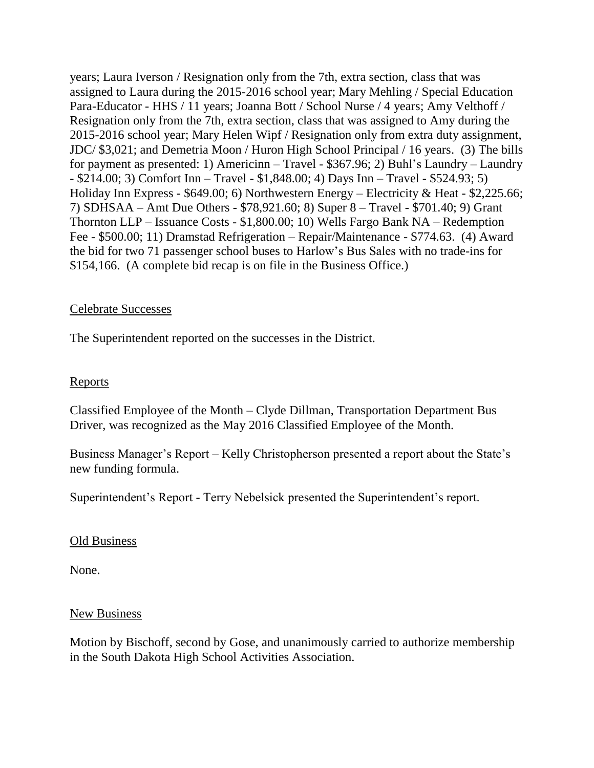years; Laura Iverson / Resignation only from the 7th, extra section, class that was assigned to Laura during the 2015-2016 school year; Mary Mehling / Special Education Para-Educator - HHS / 11 years; Joanna Bott / School Nurse / 4 years; Amy Velthoff / Resignation only from the 7th, extra section, class that was assigned to Amy during the 2015-2016 school year; Mary Helen Wipf / Resignation only from extra duty assignment, JDC/ $3,021; and Demetria Moon / Huron High School Principal / 16 years. (3) The bills for payment as presented: 1) Americinn – Travel - $367.96; 2) Buhl's Laundry – Laundry - $214.00; 3) Comfort Inn – Travel - $1,848.00; 4) Days Inn – Travel - $524.93; 5) Holiday Inn Express - $649.00; 6) Northwestern Energy – Electricity & Heat - $2,225.66; 7) SDHSAA – Amt Due Others - $78,921.60; 8) Super 8 – Travel - $701.40; 9) Grant Thornton LLP – Issuance Costs - $1,800.00; 10) Wells Fargo Bank NA – Redemption Fee - $500.00; 11) Dramstad Refrigeration – Repair/Maintenance - $774.63. (4) Award the bid for two 71 passenger school buses to Harlow's Bus Sales with no trade-ins for $154,166. (A complete bid recap is on file in the Business Office.)

Celebrate Successes

The Superintendent reported on the successes in the District.

Reports

Classified Employee of the Month – Clyde Dillman, Transportation Department Bus Driver, was recognized as the May 2016 Classified Employee of the Month.

Business Manager's Report – Kelly Christopherson presented a report about the State's new funding formula.

Superintendent's Report - Terry Nebelsick presented the Superintendent's report.

Old Business

None.

New Business

Motion by Bischoff, second by Gose, and unanimously carried to authorize membership in the South Dakota High School Activities Association.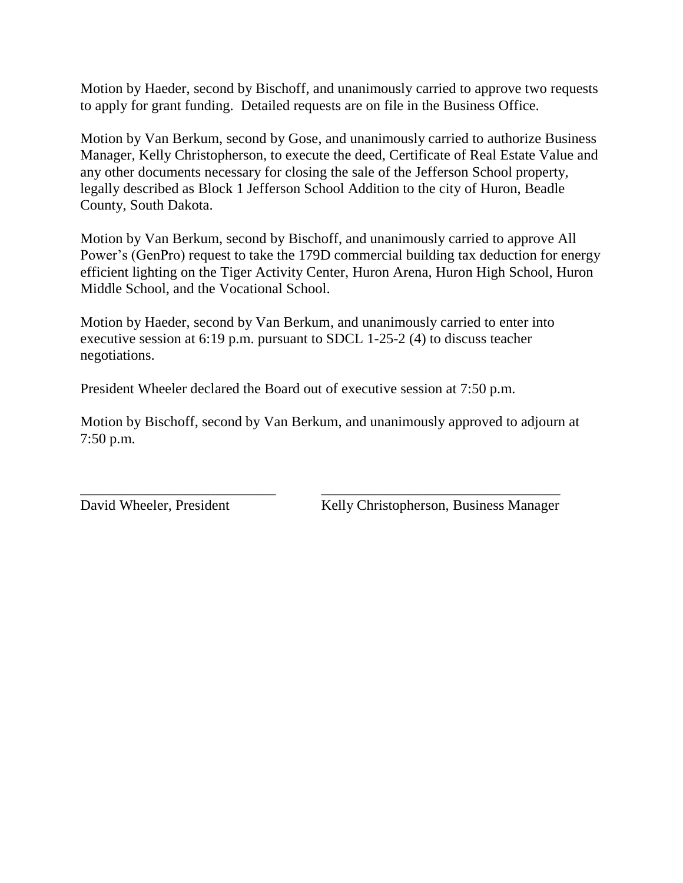Motion by Haeder, second by Bischoff, and unanimously carried to approve two requests to apply for grant funding. Detailed requests are on file in the Business Office.

Motion by Van Berkum, second by Gose, and unanimously carried to authorize Business Manager, Kelly Christopherson, to execute the deed, Certificate of Real Estate Value and any other documents necessary for closing the sale of the Jefferson School property, legally described as Block 1 Jefferson School Addition to the city of Huron, Beadle County, South Dakota.

Motion by Van Berkum, second by Bischoff, and unanimously carried to approve All Power's (GenPro) request to take the 179D commercial building tax deduction for energy efficient lighting on the Tiger Activity Center, Huron Arena, Huron High School, Huron Middle School, and the Vocational School.

Motion by Haeder, second by Van Berkum, and unanimously carried to enter into executive session at 6:19 p.m. pursuant to SDCL 1-25-2 (4) to discuss teacher negotiations.

President Wheeler declared the Board out of executive session at 7:50 p.m.

Motion by Bischoff, second by Van Berkum, and unanimously approved to adjourn at 7:50 p.m.

| | |
|---|---|
| ____________________________ | ____________________________________ |
| David Wheeler, President | Kelly Christopherson, Business Manager |